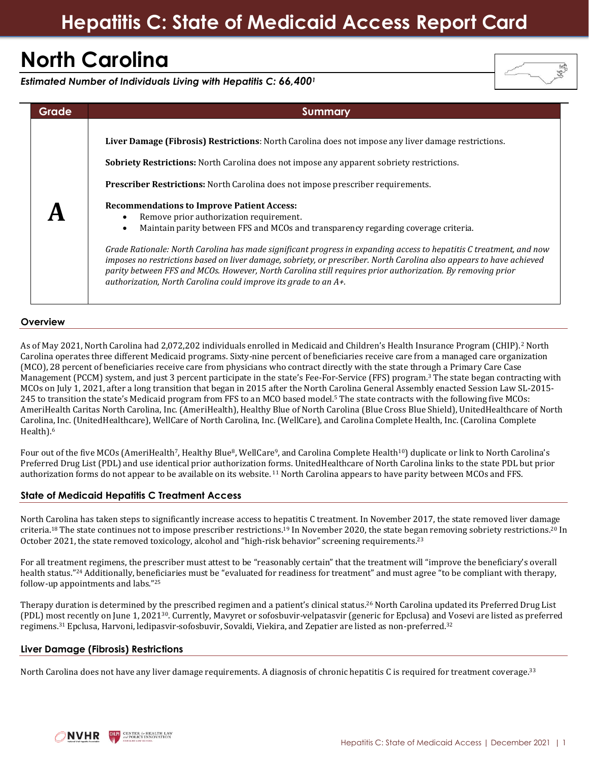# Hepatitis C: State of Medicaid Access Report Card

# North Carolina

***Estimated Number of Individuals Living with Hepatitis C: 66,400[1]***

| Grade | Summary |
|---|---|
| **A** | **Liver Damage (Fibrosis) Restrictions**: North Carolina does not impose any liver damage restrictions.<br><br>**Sobriety Restrictions:** North Carolina does not impose any apparent sobriety restrictions.<br><br>**Prescriber Restrictions:** North Carolina does not impose prescriber requirements.<br><br>**Recommendations to Improve Patient Access:**<br>• Remove prior authorization requirement.<br>• Maintain parity between FFS and MCOs and transparency regarding coverage criteria.<br><br>*Grade Rationale: North Carolina has made significant progress in expanding access to hepatitis C treatment, and now imposes no restrictions based on liver damage, sobriety, or prescriber. North Carolina also appears to have achieved parity between FFS and MCOs. However, North Carolina still requires prior authorization. By removing prior authorization, North Carolina could improve its grade to an A+.* |

## Overview

As of May 2021, North Carolina had 2,072,202 individuals enrolled in Medicaid and Children's Health Insurance Program (CHIP).[2] North Carolina operates three different Medicaid programs. Sixty-nine percent of beneficiaries receive care from a managed care organization (MCO), 28 percent of beneficiaries receive care from physicians who contract directly with the state through a Primary Care Case Management (PCCM) system, and just 3 percent participate in the state's Fee-For-Service (FFS) program.[3] The state began contracting with MCOs on July 1, 2021, after a long transition that began in 2015 after the North Carolina General Assembly enacted Session Law SL-2015-245 to transition the state's Medicaid program from FFS to an MCO based model.[5] The state contracts with the following five MCOs: AmeriHealth Caritas North Carolina, Inc. (AmeriHealth), Healthy Blue of North Carolina (Blue Cross Blue Shield), UnitedHealthcare of North Carolina, Inc. (UnitedHealthcare), WellCare of North Carolina, Inc. (WellCare), and Carolina Complete Health, Inc. (Carolina Complete Health).[6]

Four out of the five MCOs (AmeriHealth[7], Healthy Blue[8], WellCare[9], and Carolina Complete Health[10]) duplicate or link to North Carolina's Preferred Drug List (PDL) and use identical prior authorization forms. UnitedHealthcare of North Carolina links to the state PDL but prior authorization forms do not appear to be available on its website.[11] North Carolina appears to have parity between MCOs and FFS.

## State of Medicaid Hepatitis C Treatment Access

North Carolina has taken steps to significantly increase access to hepatitis C treatment. In November 2017, the state removed liver damage criteria.[18] The state continues not to impose prescriber restrictions.[19] In November 2020, the state began removing sobriety restrictions.[20] In October 2021, the state removed toxicology, alcohol and "high-risk behavior" screening requirements.[23]

For all treatment regimens, the prescriber must attest to be "reasonably certain" that the treatment will "improve the beneficiary's overall health status."[24] Additionally, beneficiaries must be "evaluated for readiness for treatment" and must agree "to be compliant with therapy, follow-up appointments and labs."[25]

Therapy duration is determined by the prescribed regimen and a patient's clinical status.[26] North Carolina updated its Preferred Drug List (PDL) most recently on June 1, 2021[30]. Currently, Mavyret or sofosbuvir-velpatasvir (generic for Epclusa) and Vosevi are listed as preferred regimens.[31] Epclusa, Harvoni, ledipasvir-sofosbuvir, Sovaldi, Viekira, and Zepatier are listed as non-preferred.[32]

## Liver Damage (Fibrosis) Restrictions

North Carolina does not have any liver damage requirements. A diagnosis of chronic hepatitis C is required for treatment coverage.[33]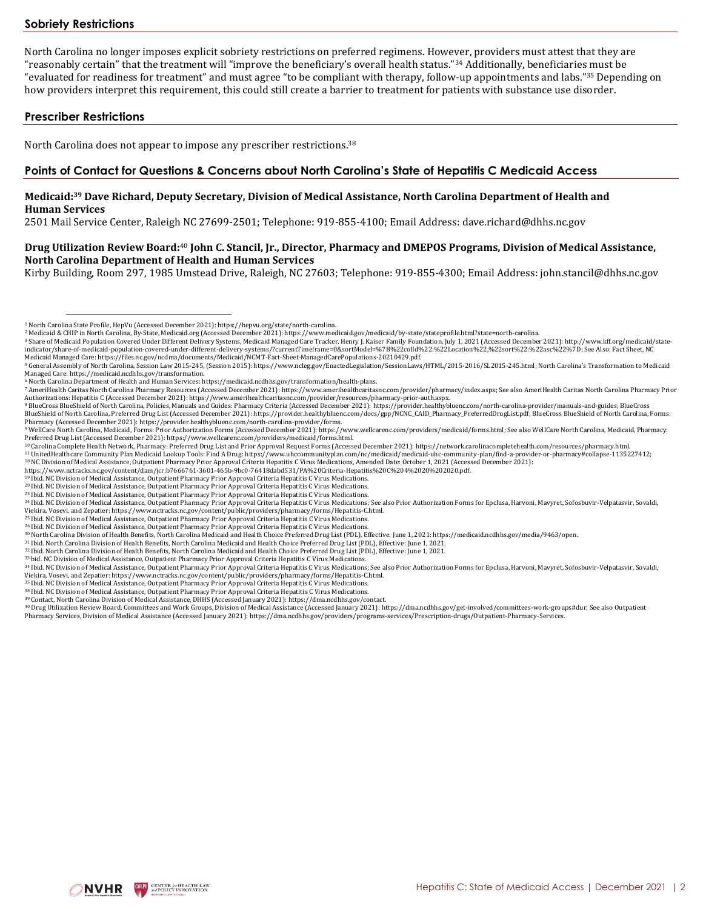## Sobriety Restrictions

North Carolina no longer imposes explicit sobriety restrictions on preferred regimens. However, providers must attest that they are "reasonably certain" that the treatment will "improve the beneficiary's overall health status."[34] Additionally, beneficiaries must be "evaluated for readiness for treatment" and must agree "to be compliant with therapy, follow-up appointments and labs."[35] Depending on how providers interpret this requirement, this could still create a barrier to treatment for patients with substance use disorder.

## Prescriber Restrictions

North Carolina does not appear to impose any prescriber restrictions.[38]

## Points of Contact for Questions & Concerns about North Carolina's State of Hepatitis C Medicaid Access

**Medicaid:[39] Dave Richard, Deputy Secretary, Division of Medical Assistance, North Carolina Department of Health and Human Services**

2501 Mail Service Center, Raleigh NC 27699-2501; Telephone: 919-855-4100; Email Address: dave.richard@dhhs.nc.gov

**Drug Utilization Review Board:[40] John C. Stancil, Jr., Director, Pharmacy and DMEPOS Programs, Division of Medical Assistance, North Carolina Department of Health and Human Services**

Kirby Building, Room 297, 1985 Umstead Drive, Raleigh, NC 27603; Telephone: 919-855-4300; Email Address: john.stancil@dhhs.nc.gov

---

[1] North Carolina State Profile, HepVu (Accessed December 2021): https://hepvu.org/state/north-carolina.
[2] Medicaid & CHIP in North Carolina, By-State, Medicaid.org (Accessed December 2021): https://www.medicaid.gov/medicaid/by-state/stateprofile.html?state=north-carolina.
[3] Share of Medicaid Population Covered Under Different Delivery Systems, Medicaid Managed Care Tracker, Henry J. Kaiser Family Foundation, July 1, 2021 (Accessed December 2021): http://www.kff.org/medicaid/state-indicator/share-of-medicaid-population-covered-under-different-delivery-systems/?currentTimeframe=0&sortModel=%7B%22colId%22:%22Location%22,%22sort%22:%22asc%22%7D; See Also: Fact Sheet, NC Medicaid Managed Care: https://files.nc.gov/ncdma/documents/Medicaid/NCMT-Fact-Sheet-ManagedCarePopulations-20210429.pdf.
[5] General Assembly of North Carolina, Session Law 2015-245, (Session 2015): https://www.ncleg.gov/EnactedLegislation/SessionLaws/HTML/2015-2016/SL2015-245.html; North Carolina's Transformation to Medicaid Managed Care: https://medicaid.ncdhhs.gov/transformation.
[6] North Carolina Department of Health and Human Services: https://medicaid.ncdhhs.gov/transformation/health-plans.
[7] AmeriHealth Caritas North Carolina Pharmacy Resources (Accessed December 2021): https://www.amerihealthcaritasnc.com/provider/pharmacy/index.aspx; See also AmeriHealth Caritas North Carolina Pharmacy Prior Authorizations: Hepatitis C (Accessed December 2021): https://www.amerihealthcaritasnc.com/provider/resources/pharmacy-prior-auth.aspx.
[8] BlueCross BlueShield of North Carolina, Policies, Manuals and Guides: Pharmacy Criteria (Accessed December 2021): https://provider.healthybluenc.com/north-carolina-provider/manuals-and-guides; BlueCross BlueShield of North Carolina, Preferred Drug List (Accessed December 2021): https://provider.healthybluenc.com/docs/gpp/NCNC_CAID_Pharmacy_PreferredDrugList.pdf; BlueCross BlueShield of North Carolina, Forms: Pharmacy (Accessed December 2021): https://provider.healthybluenc.com/north-carolina-provider/forms.
[9] WellCare North Carolina, Medicaid, Forms: Prior Authorization Forms (Accessed December 2021): https://www.wellcarenc.com/providers/medicaid/forms.html; See also WellCare North Carolina, Medicaid, Pharmacy: Preferred Drug List (Accessed December 2021): https://www.wellcarenc.com/providers/medicaid/forms.html.
[10] Carolina Complete Health Network, Pharmacy: Preferred Drug List and Prior Approval Request Forms (Accessed December 2021): https://network.carolinacompletehealth.com/resources/pharmacy.html.
[11] UnitedHealthcare Community Plan Medicaid Lookup Tools: Find A Drug: https://www.uhccommunityplan.com/nc/medicaid/medicaid-uhc-community-plan/find-a-provider-or-pharmacy#collapse-1135227412;
[18] NC Division of Medical Assistance, Outpatient Pharmacy Prior Approval Criteria Hepatitis C Virus Medications, Amended Date: October 1, 2021 (Accessed December 2021): https://www.nctracks.nc.gov/content/dam/jcr:b7666761-3601-465b-9bc0-76418dabd531/PA%20Criteria-Hepatitis%20C%204%2020%202020.pdf.
[19] Ibid. NC Division of Medical Assistance, Outpatient Pharmacy Prior Approval Criteria Hepatitis C Virus Medications.
[20] Ibid. NC Division of Medical Assistance, Outpatient Pharmacy Prior Approval Criteria Hepatitis C Virus Medications.
[23] Ibid. NC Division of Medical Assistance, Outpatient Pharmacy Prior Approval Criteria Hepatitis C Virus Medications.
[24] Ibid. NC Division of Medical Assistance, Outpatient Pharmacy Prior Approval Criteria Hepatitis C Virus Medications; See also Prior Authorization Forms for Epclusa, Harvoni, Mavyret, Sofosbuvir-Velpatasvir, Sovaldi, Viekira, Vosevi, and Zepatier: https://www.nctracks.nc.gov/content/public/providers/pharmacy/forms/Hepatitis-C.html.
[25] Ibid. NC Division of Medical Assistance, Outpatient Pharmacy Prior Approval Criteria Hepatitis C Virus Medications.
[26] Ibid. NC Division of Medical Assistance, Outpatient Pharmacy Prior Approval Criteria Hepatitis C Virus Medications.
[30] North Carolina Division of Health Benefits, North Carolina Medicaid and Health Choice Preferred Drug List (PDL), Effective: June 1, 2021: https://medicaid.ncdhhs.gov/media/9463/open.
[31] Ibid. North Carolina Division of Health Benefits, North Carolina Medicaid and Health Choice Preferred Drug List (PDL), Effective: June 1, 2021.
[32] Ibid. North Carolina Division of Health Benefits, North Carolina Medicaid and Health Choice Preferred Drug List (PDL), Effective: June 1, 2021.
[33] bid. NC Division of Medical Assistance, Outpatient Pharmacy Prior Approval Criteria Hepatitis C Virus Medications.
[34] Ibid. NC Division of Medical Assistance, Outpatient Pharmacy Prior Approval Criteria Hepatitis C Virus Medications; See also Prior Authorization Forms for Epclusa, Harvoni, Mavyret, Sofosbuvir-Velpatasvir, Sovaldi, Viekira, Vosevi, and Zepatier: https://www.nctracks.nc.gov/content/public/providers/pharmacy/forms/Hepatitis-C.html.
[35] Ibid. NC Division of Medical Assistance, Outpatient Pharmacy Prior Approval Criteria Hepatitis C Virus Medications.
[38] Ibid. NC Division of Medical Assistance, Outpatient Pharmacy Prior Approval Criteria Hepatitis C Virus Medications.
[39] Contact, North Carolina Division of Medical Assistance, DHHS (Accessed January 2021): https://dma.ncdhhs.gov/contact.
[40] Drug Utilization Review Board, Committees and Work Groups, Division of Medical Assistance (Accessed January 2021): https://dma.ncdhhs.gov/get-involved/committees-work-groups#dur; See also Outpatient Pharmacy Services, Division of Medical Assistance (Accessed January 2021): https://dma.ncdhhs.gov/providers/programs-services/Prescription-drugs/Outpatient-Pharmacy-Services.